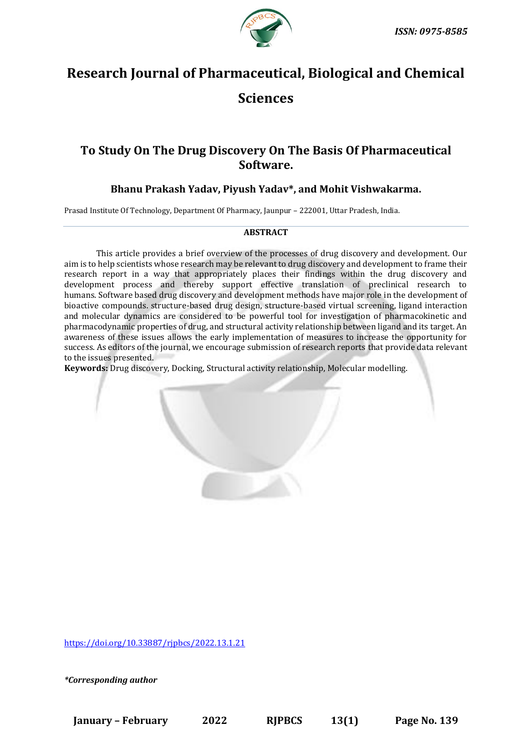ISSN: 0975-8585

# Research Journal of Pharmaceutical, Biological and Chemical Sciences

## To Study On The Drug Discovery On The Basis Of Pharmaceutical Software.

### Bhanu Prakash Yadav, Piyush Yadav*, and Mohit Vishwakarma.

Prasad Institute Of Technology, Department Of Pharmacy, Jaunpur – 222001, Uttar Pradesh, India.

**ABSTRACT**

This article provides a brief overview of the processes of drug discovery and development. Our aim is to help scientists whose research may be relevant to drug discovery and development to frame their research report in a way that appropriately places their findings within the drug discovery and development process and thereby support effective translation of preclinical research to humans. Software based drug discovery and development methods have major role in the development of bioactive compounds. structure-based drug design, structure-based virtual screening, ligand interaction and molecular dynamics are considered to be powerful tool for investigation of pharmacokinetic and pharmacodynamic properties of drug, and structural activity relationship between ligand and its target. An awareness of these issues allows the early implementation of measures to increase the opportunity for success. As editors of the journal, we encourage submission of research reports that provide data relevant to the issues presented.

**Keywords:** Drug discovery, Docking, Structural activity relationship, Molecular modelling.

https://doi.org/10.33887/rjpbcs/2022.13.1.21

*\*Corresponding author*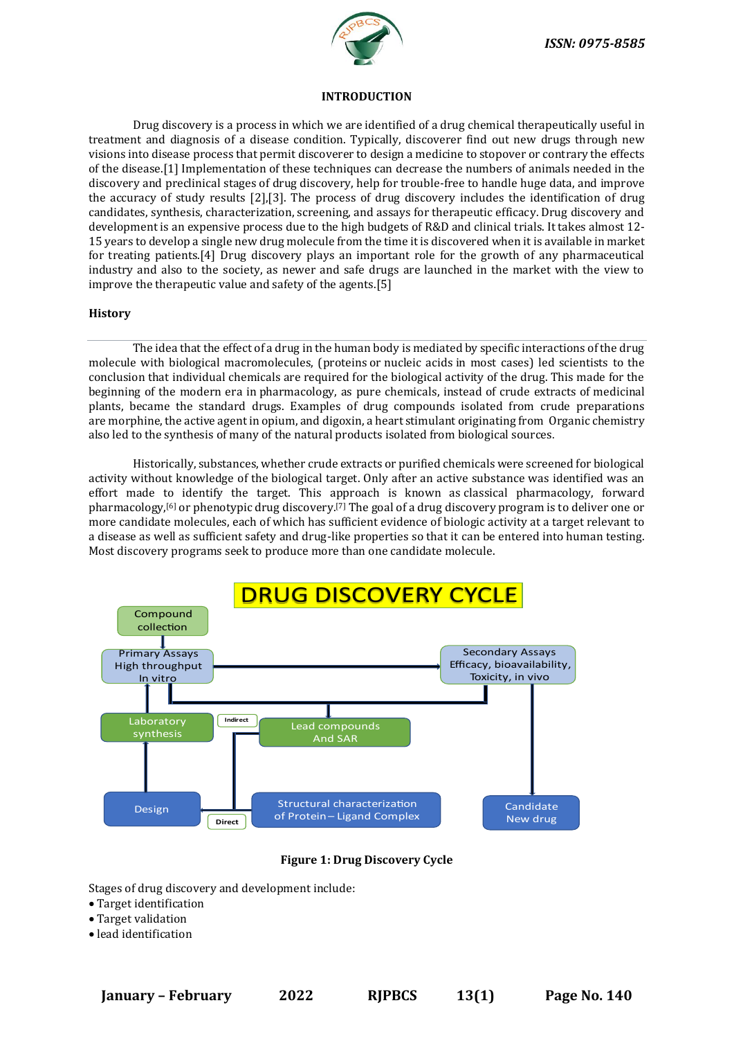## INTRODUCTION

Drug discovery is a process in which we are identified of a drug chemical therapeutically useful in treatment and diagnosis of a disease condition. Typically, discoverer find out new drugs through new visions into disease process that permit discoverer to design a medicine to stopover or contrary the effects of the disease.[1] Implementation of these techniques can decrease the numbers of animals needed in the discovery and preclinical stages of drug discovery, help for trouble-free to handle huge data, and improve the accuracy of study results [2],[3]. The process of drug discovery includes the identification of drug candidates, synthesis, characterization, screening, and assays for therapeutic efficacy. Drug discovery and development is an expensive process due to the high budgets of R&D and clinical trials. It takes almost 12-15 years to develop a single new drug molecule from the time it is discovered when it is available in market for treating patients.[4] Drug discovery plays an important role for the growth of any pharmaceutical industry and also to the society, as newer and safe drugs are launched in the market with the view to improve the therapeutic value and safety of the agents.[5]

### History

The idea that the effect of a drug in the human body is mediated by specific interactions of the drug molecule with biological macromolecules, (proteins or nucleic acids in most cases) led scientists to the conclusion that individual chemicals are required for the biological activity of the drug. This made for the beginning of the modern era in pharmacology, as pure chemicals, instead of crude extracts of medicinal plants, became the standard drugs. Examples of drug compounds isolated from crude preparations are morphine, the active agent in opium, and digoxin, a heart stimulant originating from Organic chemistry also led to the synthesis of many of the natural products isolated from biological sources.

Historically, substances, whether crude extracts or purified chemicals were screened for biological activity without knowledge of the biological target. Only after an active substance was identified was an effort made to identify the target. This approach is known as classical pharmacology, forward pharmacology,[6] or phenotypic drug discovery.[7] The goal of a drug discovery program is to deliver one or more candidate molecules, each of which has sufficient evidence of biologic activity at a target relevant to a disease as well as sufficient safety and drug-like properties so that it can be entered into human testing. Most discovery programs seek to produce more than one candidate molecule.

DRUG DISCOVERY CYCLE

Compound collection → Primary Assays High throughput In vitro → Secondary Assays Efficacy, bioavailability, Toxicity, in vivo → Candidate New drug

Primary Assays / Secondary Assays → Lead compounds And SAR → (Indirect) Laboratory synthesis; Structural characterization of Protein – Ligand Complex → (Direct) Design → Laboratory synthesis → Primary Assays

**Figure 1: Drug Discovery Cycle**

Stages of drug discovery and development include:

- Target identification
- Target validation
- lead identification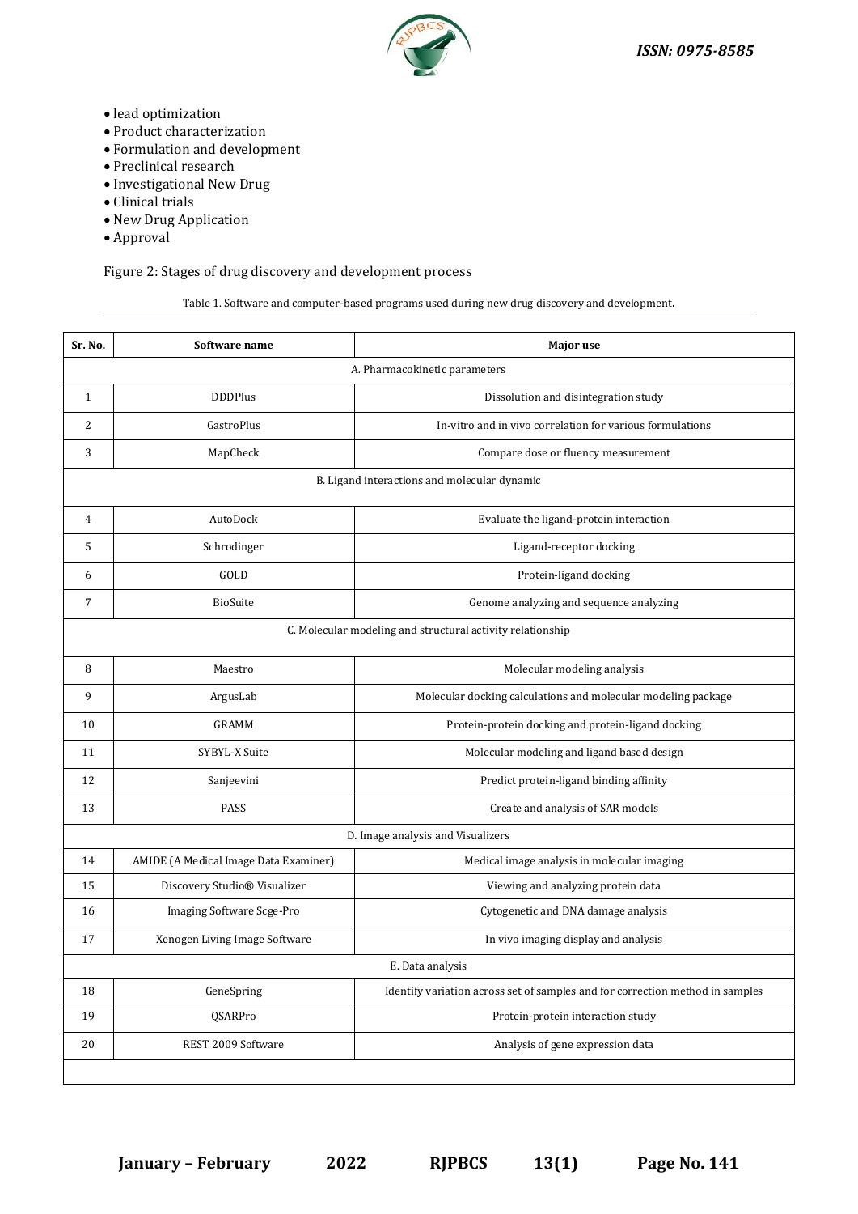- lead optimization
- Product characterization
- Formulation and development
- Preclinical research
- Investigational New Drug
- Clinical trials
- New Drug Application
- Approval

Figure 2: Stages of drug discovery and development process

Table 1. Software and computer-based programs used during new drug discovery and development.

| Sr. No. | Software name | Major use |
|---|---|---|
| A. Pharmacokinetic parameters | | |
| 1 | DDDPlus | Dissolution and disintegration study |
| 2 | GastroPlus | In-vitro and in vivo correlation for various formulations |
| 3 | MapCheck | Compare dose or fluency measurement |
| B. Ligand interactions and molecular dynamic | | |
| 4 | AutoDock | Evaluate the ligand-protein interaction |
| 5 | Schrodinger | Ligand-receptor docking |
| 6 | GOLD | Protein-ligand docking |
| 7 | BioSuite | Genome analyzing and sequence analyzing |
| C. Molecular modeling and structural activity relationship | | |
| 8 | Maestro | Molecular modeling analysis |
| 9 | ArgusLab | Molecular docking calculations and molecular modeling package |
| 10 | GRAMM | Protein-protein docking and protein-ligand docking |
| 11 | SYBYL-X Suite | Molecular modeling and ligand based design |
| 12 | Sanjeevini | Predict protein-ligand binding affinity |
| 13 | PASS | Create and analysis of SAR models |
| D. Image analysis and Visualizers | | |
| 14 | AMIDE (A Medical Image Data Examiner) | Medical image analysis in molecular imaging |
| 15 | Discovery Studio® Visualizer | Viewing and analyzing protein data |
| 16 | Imaging Software Scge-Pro | Cytogenetic and DNA damage analysis |
| 17 | Xenogen Living Image Software | In vivo imaging display and analysis |
| E. Data analysis | | |
| 18 | GeneSpring | Identify variation across set of samples and for correction method in samples |
| 19 | QSARPro | Protein-protein interaction study |
| 20 | REST 2009 Software | Analysis of gene expression data |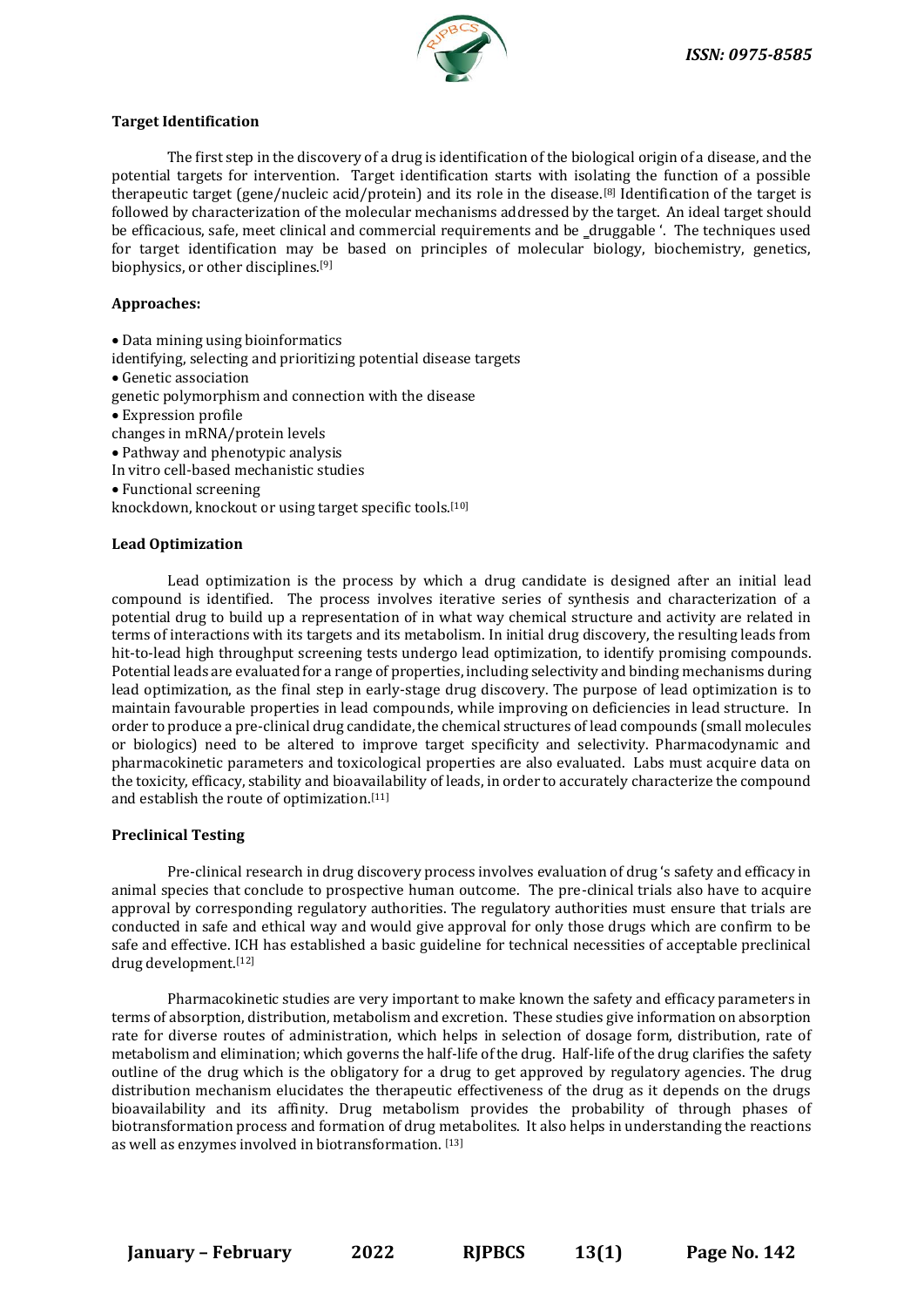## Target Identification

The first step in the discovery of a drug is identification of the biological origin of a disease, and the potential targets for intervention. Target identification starts with isolating the function of a possible therapeutic target (gene/nucleic acid/protein) and its role in the disease.[8] Identification of the target is followed by characterization of the molecular mechanisms addressed by the target. An ideal target should be efficacious, safe, meet clinical and commercial requirements and be ‗druggable '. The techniques used for target identification may be based on principles of molecular biology, biochemistry, genetics, biophysics, or other disciplines.[9]

## Approaches:

- Data mining using bioinformatics

identifying, selecting and prioritizing potential disease targets

- Genetic association

genetic polymorphism and connection with the disease

- Expression profile

changes in mRNA/protein levels

- Pathway and phenotypic analysis

In vitro cell-based mechanistic studies

- Functional screening

knockdown, knockout or using target specific tools.[10]

## Lead Optimization

Lead optimization is the process by which a drug candidate is designed after an initial lead compound is identified. The process involves iterative series of synthesis and characterization of a potential drug to build up a representation of in what way chemical structure and activity are related in terms of interactions with its targets and its metabolism. In initial drug discovery, the resulting leads from hit-to-lead high throughput screening tests undergo lead optimization, to identify promising compounds. Potential leads are evaluated for a range of properties, including selectivity and binding mechanisms during lead optimization, as the final step in early-stage drug discovery. The purpose of lead optimization is to maintain favourable properties in lead compounds, while improving on deficiencies in lead structure. In order to produce a pre-clinical drug candidate, the chemical structures of lead compounds (small molecules or biologics) need to be altered to improve target specificity and selectivity. Pharmacodynamic and pharmacokinetic parameters and toxicological properties are also evaluated. Labs must acquire data on the toxicity, efficacy, stability and bioavailability of leads, in order to accurately characterize the compound and establish the route of optimization.[11]

## Preclinical Testing

Pre-clinical research in drug discovery process involves evaluation of drug 's safety and efficacy in animal species that conclude to prospective human outcome. The pre-clinical trials also have to acquire approval by corresponding regulatory authorities. The regulatory authorities must ensure that trials are conducted in safe and ethical way and would give approval for only those drugs which are confirm to be safe and effective. ICH has established a basic guideline for technical necessities of acceptable preclinical drug development.[12]

Pharmacokinetic studies are very important to make known the safety and efficacy parameters in terms of absorption, distribution, metabolism and excretion. These studies give information on absorption rate for diverse routes of administration, which helps in selection of dosage form, distribution, rate of metabolism and elimination; which governs the half-life of the drug. Half-life of the drug clarifies the safety outline of the drug which is the obligatory for a drug to get approved by regulatory agencies. The drug distribution mechanism elucidates the therapeutic effectiveness of the drug as it depends on the drugs bioavailability and its affinity. Drug metabolism provides the probability of through phases of biotransformation process and formation of drug metabolites. It also helps in understanding the reactions as well as enzymes involved in biotransformation. [13]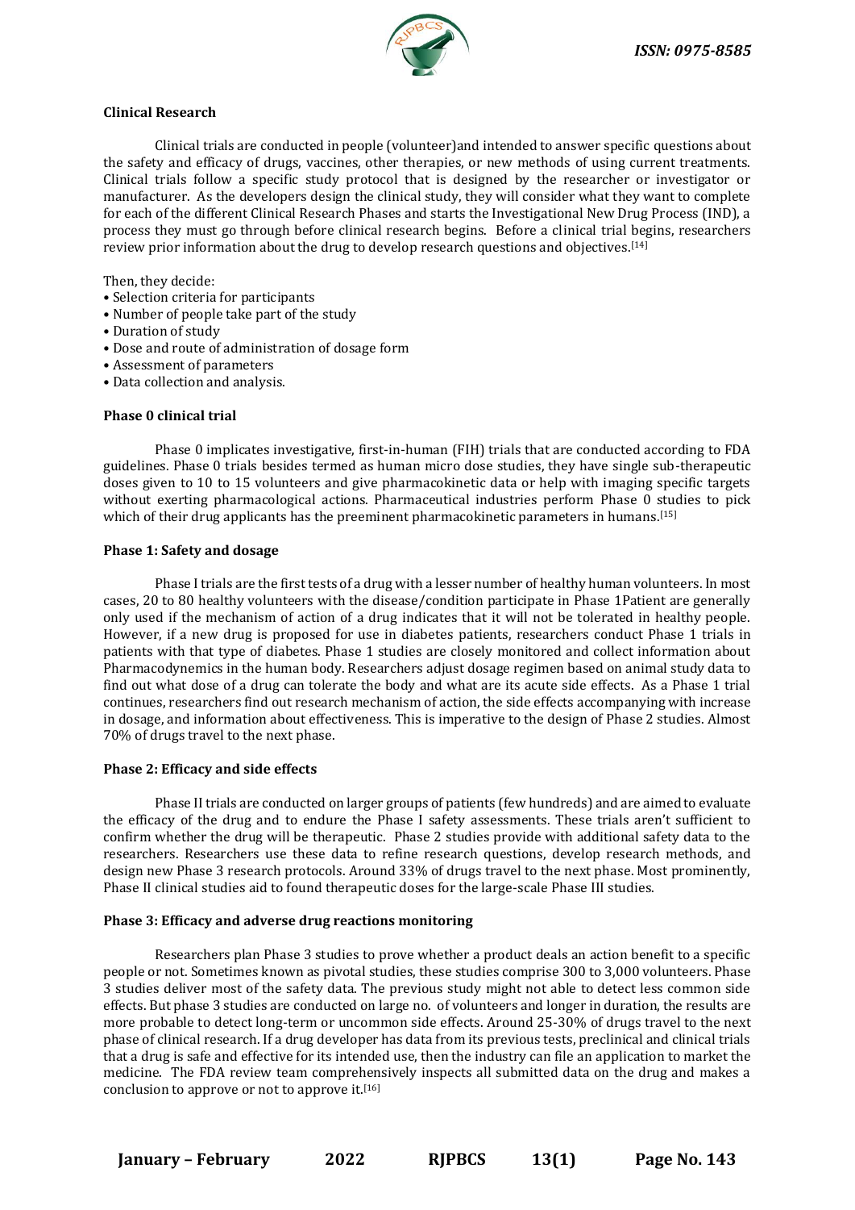**Clinical Research**

Clinical trials are conducted in people (volunteer)and intended to answer specific questions about the safety and efficacy of drugs, vaccines, other therapies, or new methods of using current treatments. Clinical trials follow a specific study protocol that is designed by the researcher or investigator or manufacturer. As the developers design the clinical study, they will consider what they want to complete for each of the different Clinical Research Phases and starts the Investigational New Drug Process (IND), a process they must go through before clinical research begins. Before a clinical trial begins, researchers review prior information about the drug to develop research questions and objectives.[14]

Then, they decide:

- Selection criteria for participants
- Number of people take part of the study
- Duration of study
- Dose and route of administration of dosage form
- Assessment of parameters
- Data collection and analysis.

**Phase 0 clinical trial**

Phase 0 implicates investigative, first-in-human (FIH) trials that are conducted according to FDA guidelines. Phase 0 trials besides termed as human micro dose studies, they have single sub-therapeutic doses given to 10 to 15 volunteers and give pharmacokinetic data or help with imaging specific targets without exerting pharmacological actions. Pharmaceutical industries perform Phase 0 studies to pick which of their drug applicants has the preeminent pharmacokinetic parameters in humans.[15]

**Phase 1: Safety and dosage**

Phase I trials are the first tests of a drug with a lesser number of healthy human volunteers. In most cases, 20 to 80 healthy volunteers with the disease/condition participate in Phase 1Patient are generally only used if the mechanism of action of a drug indicates that it will not be tolerated in healthy people. However, if a new drug is proposed for use in diabetes patients, researchers conduct Phase 1 trials in patients with that type of diabetes. Phase 1 studies are closely monitored and collect information about Pharmacodynemics in the human body. Researchers adjust dosage regimen based on animal study data to find out what dose of a drug can tolerate the body and what are its acute side effects. As a Phase 1 trial continues, researchers find out research mechanism of action, the side effects accompanying with increase in dosage, and information about effectiveness. This is imperative to the design of Phase 2 studies. Almost 70% of drugs travel to the next phase.

**Phase 2: Efficacy and side effects**

Phase II trials are conducted on larger groups of patients (few hundreds) and are aimed to evaluate the efficacy of the drug and to endure the Phase I safety assessments. These trials aren't sufficient to confirm whether the drug will be therapeutic. Phase 2 studies provide with additional safety data to the researchers. Researchers use these data to refine research questions, develop research methods, and design new Phase 3 research protocols. Around 33% of drugs travel to the next phase. Most prominently, Phase II clinical studies aid to found therapeutic doses for the large-scale Phase III studies.

**Phase 3: Efficacy and adverse drug reactions monitoring**

Researchers plan Phase 3 studies to prove whether a product deals an action benefit to a specific people or not. Sometimes known as pivotal studies, these studies comprise 300 to 3,000 volunteers. Phase 3 studies deliver most of the safety data. The previous study might not able to detect less common side effects. But phase 3 studies are conducted on large no. of volunteers and longer in duration, the results are more probable to detect long-term or uncommon side effects. Around 25-30% of drugs travel to the next phase of clinical research. If a drug developer has data from its previous tests, preclinical and clinical trials that a drug is safe and effective for its intended use, then the industry can file an application to market the medicine. The FDA review team comprehensively inspects all submitted data on the drug and makes a conclusion to approve or not to approve it.[16]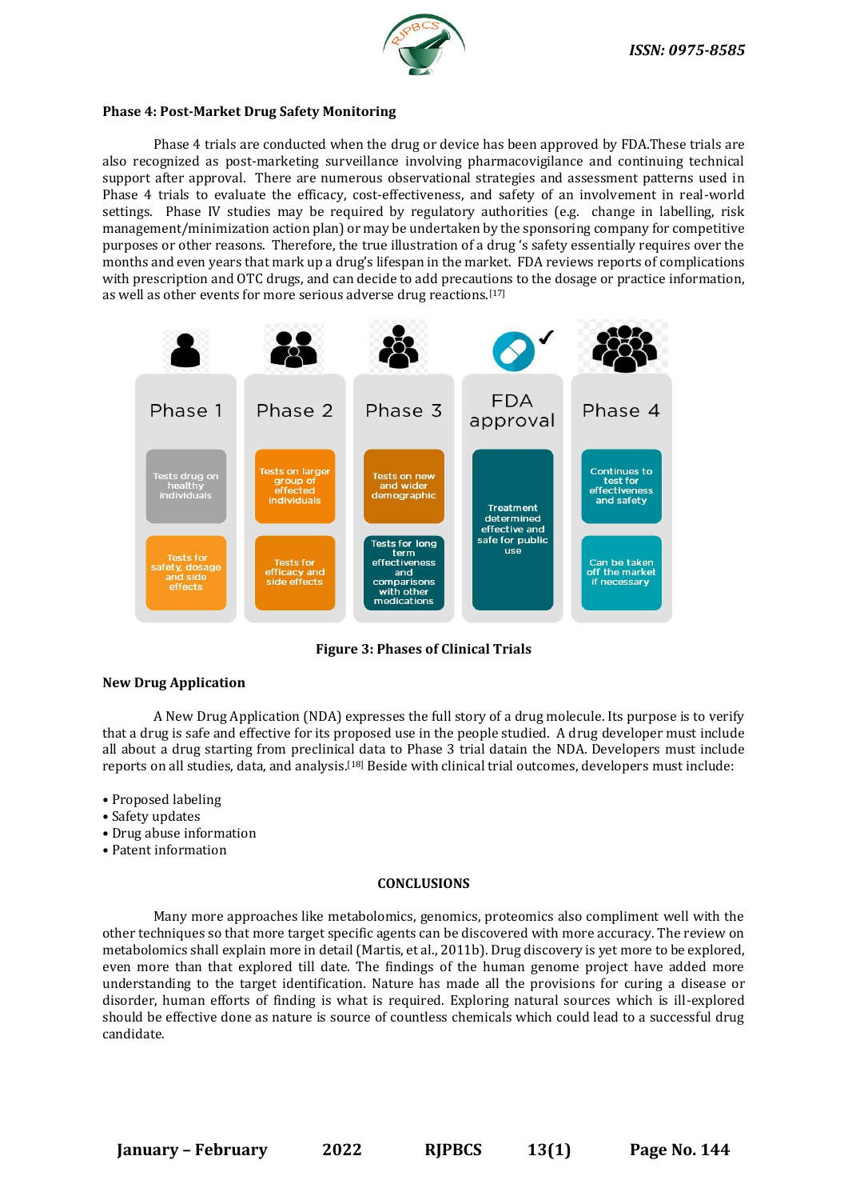### Phase 4: Post-Market Drug Safety Monitoring

Phase 4 trials are conducted when the drug or device has been approved by FDA.These trials are also recognized as post-marketing surveillance involving pharmacovigilance and continuing technical support after approval. There are numerous observational strategies and assessment patterns used in Phase 4 trials to evaluate the efficacy, cost-effectiveness, and safety of an involvement in real-world settings. Phase IV studies may be required by regulatory authorities (e.g. change in labelling, risk management/minimization action plan) or may be undertaken by the sponsoring company for competitive purposes or other reasons. Therefore, the true illustration of a drug 's safety essentially requires over the months and even years that mark up a drug's lifespan in the market. FDA reviews reports of complications with prescription and OTC drugs, and can decide to add precautions to the dosage or practice information, as well as other events for more serious adverse drug reactions.[17]

| Phase 1 | Phase 2 | Phase 3 | FDA approval | Phase 4 |
|---|---|---|---|---|
| Tests drug on healthy individuals | Tests on larger group of effected individuals | Tests on new and wider demographic | Treatment determined effective and safe for public use | Continues to test for effectiveness and safety |
| Tests for safety, dosage and side effects | Tests for efficacy and side effects | Tests for long term effectiveness and comparisons with other medications | | Can be taken off the market if necessary |

**Figure 3: Phases of Clinical Trials**

### New Drug Application

A New Drug Application (NDA) expresses the full story of a drug molecule. Its purpose is to verify that a drug is safe and effective for its proposed use in the people studied. A drug developer must include all about a drug starting from preclinical data to Phase 3 trial datain the NDA. Developers must include reports on all studies, data, and analysis.[18] Beside with clinical trial outcomes, developers must include:

- Proposed labeling
- Safety updates
- Drug abuse information
- Patent information

## CONCLUSIONS

Many more approaches like metabolomics, genomics, proteomics also compliment well with the other techniques so that more target specific agents can be discovered with more accuracy. The review on metabolomics shall explain more in detail (Martis, et al., 2011b). Drug discovery is yet more to be explored, even more than that explored till date. The findings of the human genome project have added more understanding to the target identification. Nature has made all the provisions for curing a disease or disorder, human efforts of finding is what is required. Exploring natural sources which is ill-explored should be effective done as nature is source of countless chemicals which could lead to a successful drug candidate.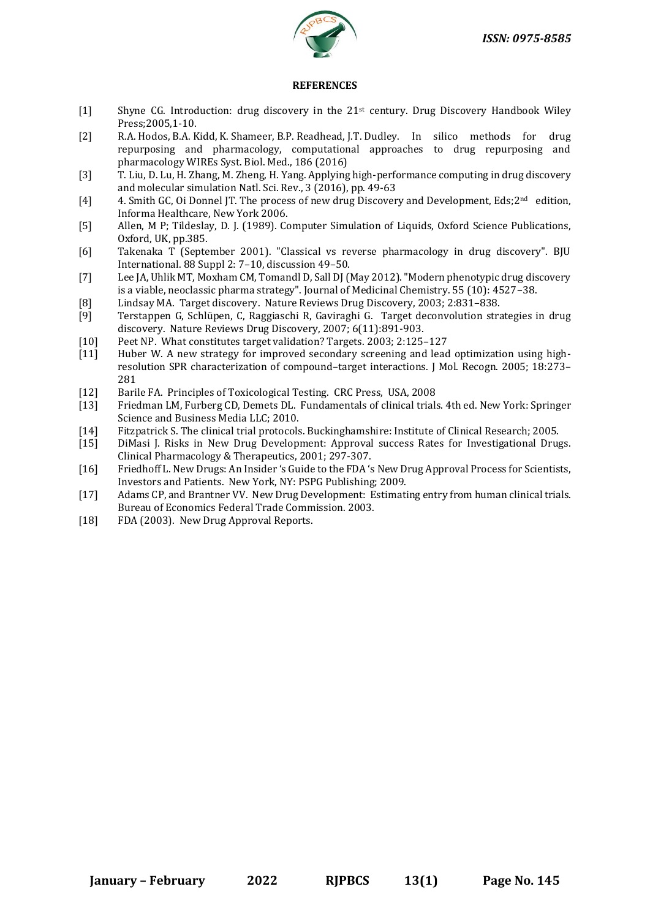**REFERENCES**

[1] Shyne CG. Introduction: drug discovery in the 21st century. Drug Discovery Handbook Wiley Press;2005,1-10.

[2] R.A. Hodos, B.A. Kidd, K. Shameer, B.P. Readhead, J.T. Dudley. In silico methods for drug repurposing and pharmacology, computational approaches to drug repurposing and pharmacology WIREs Syst. Biol. Med., 186 (2016)

[3] T. Liu, D. Lu, H. Zhang, M. Zheng, H. Yang. Applying high-performance computing in drug discovery and molecular simulation Natl. Sci. Rev., 3 (2016), pp. 49-63

[4] 4. Smith GC, Oi Donnel JT. The process of new drug Discovery and Development, Eds;2nd edition, Informa Healthcare, New York 2006.

[5] Allen, M P; Tildeslay, D. J. (1989). Computer Simulation of Liquids, Oxford Science Publications, Oxford, UK, pp.385.

[6] Takenaka T (September 2001). "Classical vs reverse pharmacology in drug discovery". BJU International. 88 Suppl 2: 7–10, discussion 49–50.

[7] Lee JA, Uhlik MT, Moxham CM, Tomandl D, Sall DJ (May 2012). "Modern phenotypic drug discovery is a viable, neoclassic pharma strategy". Journal of Medicinal Chemistry. 55 (10): 4527–38.

[8] Lindsay MA. Target discovery. Nature Reviews Drug Discovery, 2003; 2:831–838.

[9] Terstappen G, Schlüpen, C, Raggiaschi R, Gaviraghi G. Target deconvolution strategies in drug discovery. Nature Reviews Drug Discovery, 2007; 6(11):891-903.

[10] Peet NP. What constitutes target validation? Targets. 2003; 2:125–127

[11] Huber W. A new strategy for improved secondary screening and lead optimization using high-resolution SPR characterization of compound–target interactions. J Mol. Recogn. 2005; 18:273–281

[12] Barile FA. Principles of Toxicological Testing. CRC Press, USA, 2008

[13] Friedman LM, Furberg CD, Demets DL. Fundamentals of clinical trials. 4th ed. New York: Springer Science and Business Media LLC; 2010.

[14] Fitzpatrick S. The clinical trial protocols. Buckinghamshire: Institute of Clinical Research; 2005.

[15] DiMasi J. Risks in New Drug Development: Approval success Rates for Investigational Drugs. Clinical Pharmacology & Therapeutics, 2001; 297-307.

[16] Friedhoff L. New Drugs: An Insider 's Guide to the FDA 's New Drug Approval Process for Scientists, Investors and Patients. New York, NY: PSPG Publishing; 2009.

[17] Adams CP, and Brantner VV. New Drug Development: Estimating entry from human clinical trials. Bureau of Economics Federal Trade Commission. 2003.

[18] FDA (2003). New Drug Approval Reports.